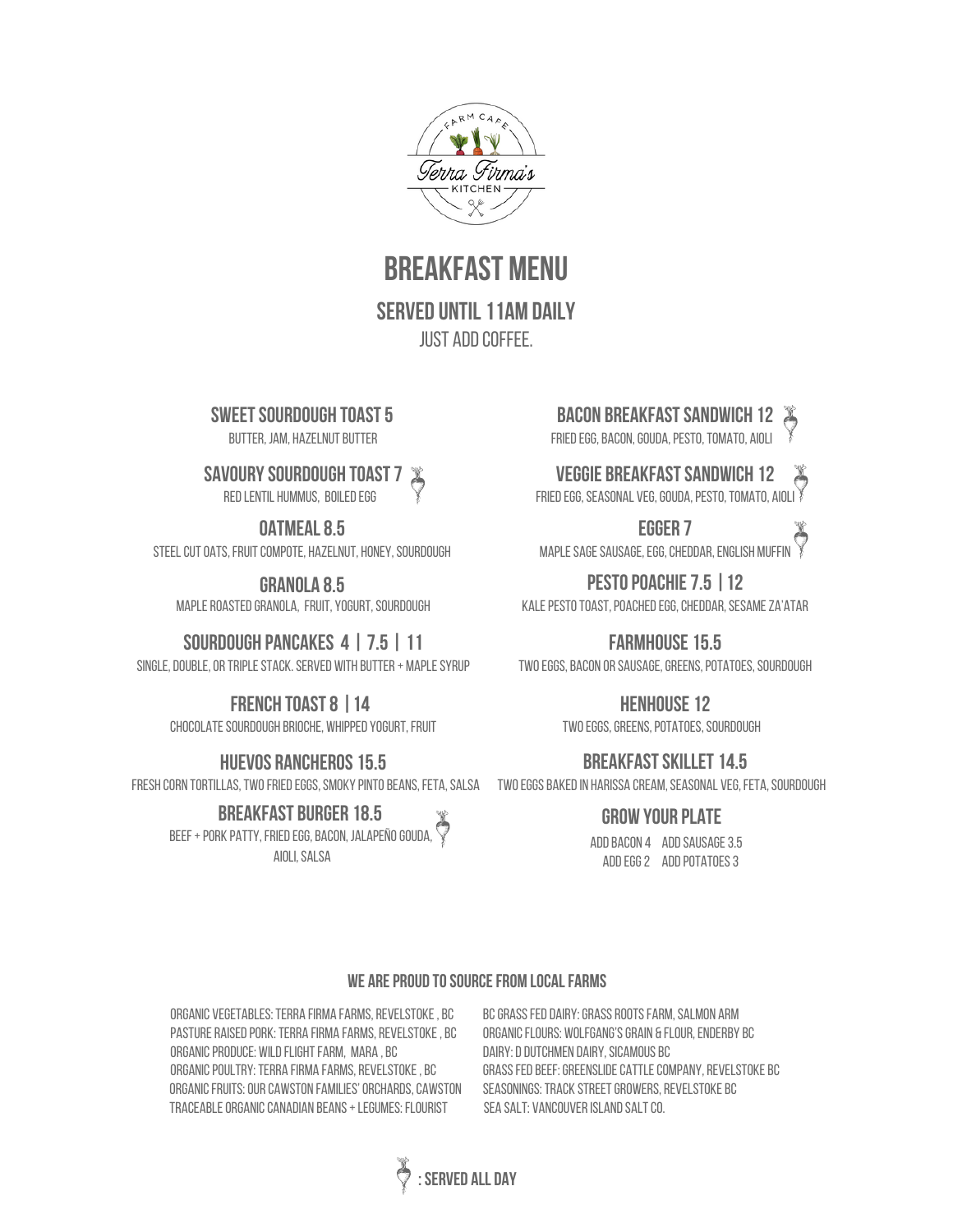Farm Cafe

Terra Firma's

Kitchen

# BREAKFAST MENU

## SERVED UNTIL 11AM DAILY

JUST ADD COFFEE.

### SWEET SOURDOUGH TOAST 5
BUTTER, JAM, HAZELNUT BUTTER

### SAVOURY SOURDOUGH TOAST 7 (Served All Day)
RED LENTIL HUMMUS, BOILED EGG

### OATMEAL 8.5
STEEL CUT OATS, FRUIT COMPOTE, HAZELNUT, HONEY, SOURDOUGH

### GRANOLA 8.5
MAPLE ROASTED GRANOLA, FRUIT, YOGURT, SOURDOUGH

### SOURDOUGH PANCAKES 4 | 7.5 | 11
SINGLE, DOUBLE, OR TRIPLE STACK. SERVED WITH BUTTER + MAPLE SYRUP

### FRENCH TOAST 8 | 14
CHOCOLATE SOURDOUGH BRIOCHE, WHIPPED YOGURT, FRUIT

### HUEVOS RANCHEROS 15.5
FRESH CORN TORTILLAS, TWO FRIED EGGS, SMOKY PINTO BEANS, FETA, SALSA

### BREAKFAST BURGER 18.5 (Served All Day)
BEEF + PORK PATTY, FRIED EGG, BACON, JALAPEÑO GOUDA, AIOLI, SALSA

### BACON BREAKFAST SANDWICH 12 (Served All Day)
FRIED EGG, BACON, GOUDA, PESTO, TOMATO, AIOLI

### VEGGIE BREAKFAST SANDWICH 12 (Served All Day)
FRIED EGG, SEASONAL VEG, GOUDA, PESTO, TOMATO, AIOLI

### EGGER 7 (Served All Day)
MAPLE SAGE SAUSAGE, EGG, CHEDDAR, ENGLISH MUFFIN

### PESTO POACHIE 7.5 | 12
KALE PESTO TOAST, POACHED EGG, CHEDDAR, SESAME ZA'ATAR

### FARMHOUSE 15.5
TWO EGGS, BACON OR SAUSAGE, GREENS, POTATOES, SOURDOUGH

### HENHOUSE 12
TWO EGGS, GREENS, POTATOES, SOURDOUGH

### BREAKFAST SKILLET 14.5
TWO EGGS BAKED IN HARISSA CREAM, SEASONAL VEG, FETA, SOURDOUGH

### GROW YOUR PLATE
ADD BACON 4 ADD SAUSAGE 3.5

ADD EGG 2 ADD POTATOES 3

#### WE ARE PROUD TO SOURCE FROM LOCAL FARMS

ORGANIC VEGETABLES: TERRA FIRMA FARMS, REVELSTOKE , BC
PASTURE RAISED PORK: TERRA FIRMA FARMS, REVELSTOKE , BC
ORGANIC PRODUCE: WILD FLIGHT FARM, MARA , BC
ORGANIC POULTRY: TERRA FIRMA FARMS, REVELSTOKE , BC
ORGANIC FRUITS: OUR CAWSTON FAMILIES' ORCHARDS, CAWSTON
TRACEABLE ORGANIC CANADIAN BEANS + LEGUMES: FLOURIST
BC GRASS FED DAIRY: GRASS ROOTS FARM, SALMON ARM
ORGANIC FLOURS: WOLFGANG'S GRAIN & FLOUR, ENDERBY BC
DAIRY: D DUTCHMEN DAIRY, SICAMOUS BC
GRASS FED BEEF: GREENSLIDE CATTLE COMPANY, REVELSTOKE BC
SEASONINGS: TRACK STREET GROWERS, REVELSTOKE BC
SEA SALT: VANCOUVER ISLAND SALT CO.

(Beet icon): SERVED ALL DAY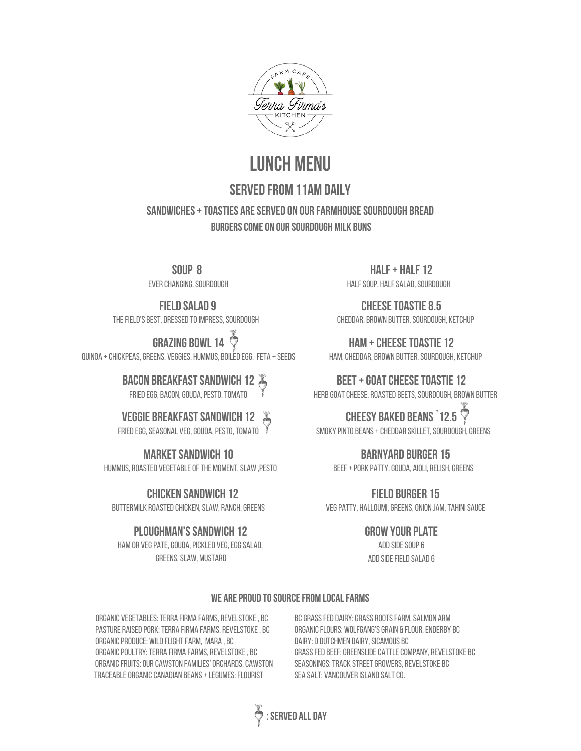FARM CAFE

Terra Firma's

KITCHEN

# LUNCH MENU

## SERVED FROM 11AM DAILY

### SANDWICHES + TOASTIES ARE SERVED ON OUR FARMHOUSE SOURDOUGH BREAD

### BURGERS COME ON OUR SOURDOUGH MILK BUNS

**SOUP 8**
EVER CHANGING, SOURDOUGH

**FIELD SALAD 9**
THE FIELD'S BEST, DRESSED TO IMPRESS, SOURDOUGH

**GRAZING BOWL 14** (served all day)
QUINOA + CHICKPEAS, GREENS, VEGGIES, HUMMUS, BOILED EGG, FETA + SEEDS

**BACON BREAKFAST SANDWICH 12** (served all day)
FRIED EGG, BACON, GOUDA, PESTO, TOMATO

**VEGGIE BREAKFAST SANDWICH 12** (served all day)
FRIED EGG, SEASONAL VEG, GOUDA, PESTO, TOMATO

**MARKET SANDWICH 10**
HUMMUS, ROASTED VEGETABLE OF THE MOMENT, SLAW ,PESTO

**CHICKEN SANDWICH 12**
BUTTERMILK ROASTED CHICKEN, SLAW, RANCH, GREENS

**PLOUGHMAN'S SANDWICH 12**
HAM OR VEG PATE, GOUDA, PICKLED VEG, EGG SALAD, GREENS, SLAW, MUSTARD

**HALF + HALF 12**
HALF SOUP, HALF SALAD, SOURDOUGH

**CHEESE TOASTIE 8.5**
CHEDDAR, BROWN BUTTER, SOURDOUGH, KETCHUP

**HAM + CHEESE TOASTIE 12**
HAM, CHEDDAR, BROWN BUTTER, SOURDOUGH, KETCHUP

**BEET + GOAT CHEESE TOASTIE 12**
HERB GOAT CHEESE, ROASTED BEETS, SOURDOUGH, BROWN BUTTER

**CHEESY BAKED BEANS `12.5** (served all day)
SMOKY PINTO BEANS + CHEDDAR SKILLET, SOURDOUGH, GREENS

**BARNYARD BURGER 15**
BEEF + PORK PATTY, GOUDA, AIOLI, RELISH, GREENS

**FIELD BURGER 15**
VEG PATTY, HALLOUMI, GREENS, ONION JAM, TAHINI SAUCE

**GROW YOUR PLATE**
ADD SIDE SOUP 6
ADD SIDE FIELD SALAD 6

### WE ARE PROUD TO SOURCE FROM LOCAL FARMS

ORGANIC VEGETABLES: TERRA FIRMA FARMS, REVELSTOKE , BC
PASTURE RAISED PORK: TERRA FIRMA FARMS, REVELSTOKE , BC
ORGANIC PRODUCE: WILD FLIGHT FARM, MARA , BC
ORGANIC POULTRY: TERRA FIRMA FARMS, REVELSTOKE , BC
ORGANIC FRUITS: OUR CAWSTON FAMILIES' ORCHARDS, CAWSTON
TRACEABLE ORGANIC CANADIAN BEANS + LEGUMES: FLOURIST
BC GRASS FED DAIRY: GRASS ROOTS FARM, SALMON ARM
ORGANIC FLOURS: WOLFGANG'S GRAIN & FLOUR, ENDERBY BC
DAIRY: D DUTCHMEN DAIRY, SICAMOUS BC
GRASS FED BEEF: GREENSLIDE CATTLE COMPANY, REVELSTOKE BC
SEASONINGS: TRACK STREET GROWERS, REVELSTOKE BC
SEA SALT: VANCOUVER ISLAND SALT CO.

(beet symbol) : SERVED ALL DAY